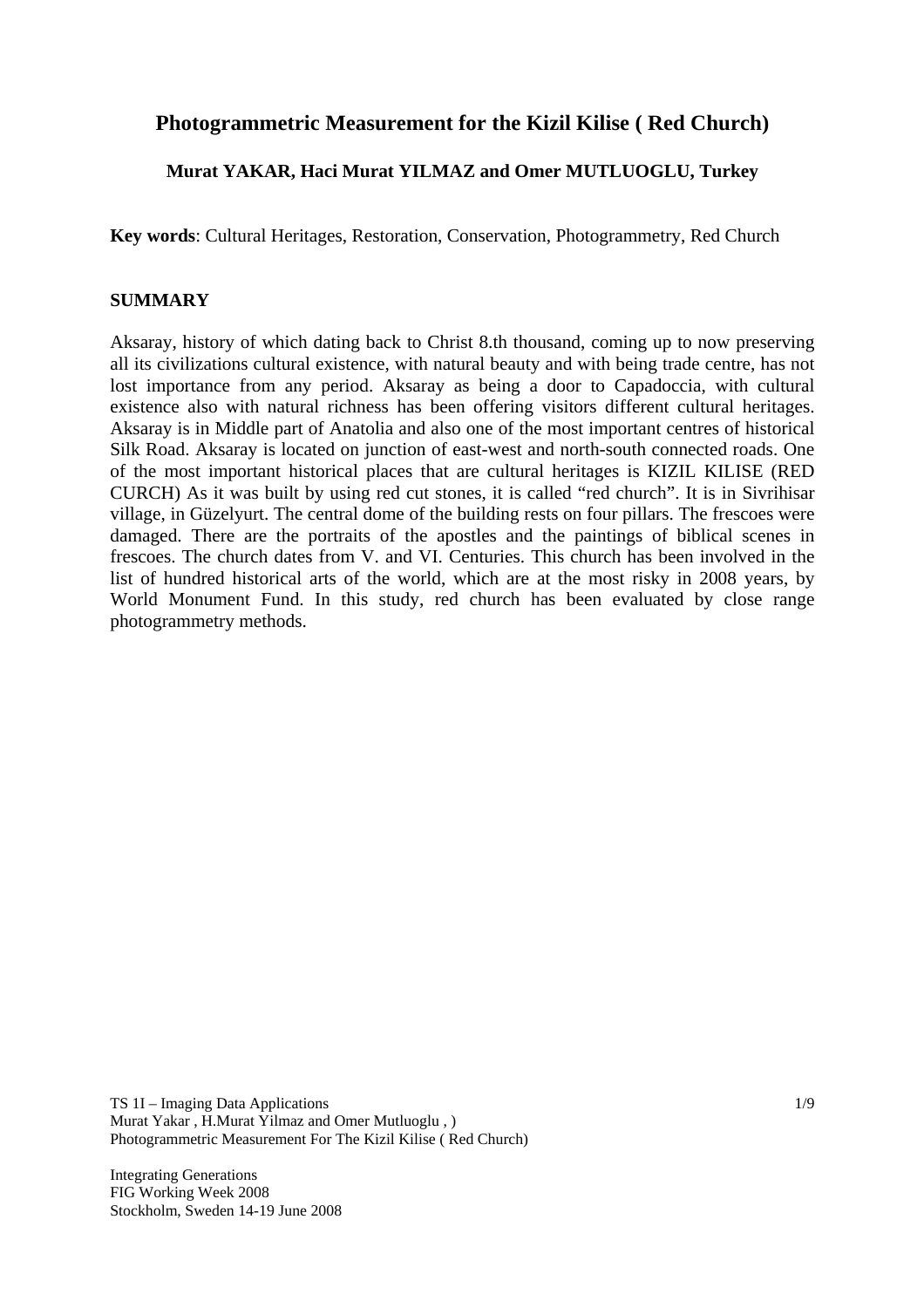# Photogrammetric Measurement for the Kizil Kilise ( Red Church)

**Murat YAKAR, Haci Murat YILMAZ and Omer MUTLUOGLU, Turkey**

**Key words**: Cultural Heritages, Restoration, Conservation, Photogrammetry, Red Church

## SUMMARY

Aksaray, history of which dating back to Christ 8.th thousand, coming up to now preserving all its civilizations cultural existence, with natural beauty and with being trade centre, has not lost importance from any period. Aksaray as being a door to Capadoccia, with cultural existence also with natural richness has been offering visitors different cultural heritages. Aksaray is in Middle part of Anatolia and also one of the most important centres of historical Silk Road. Aksaray is located on junction of east-west and north-south connected roads. One of the most important historical places that are cultural heritages is KIZIL KILISE (RED CURCH) As it was built by using red cut stones, it is called "red church". It is in Sivrihisar village, in Güzelyurt. The central dome of the building rests on four pillars. The frescoes were damaged. There are the portraits of the apostles and the paintings of biblical scenes in frescoes. The church dates from V. and VI. Centuries. This church has been involved in the list of hundred historical arts of the world, which are at the most risky in 2008 years, by World Monument Fund. In this study, red church has been evaluated by close range photogrammetry methods.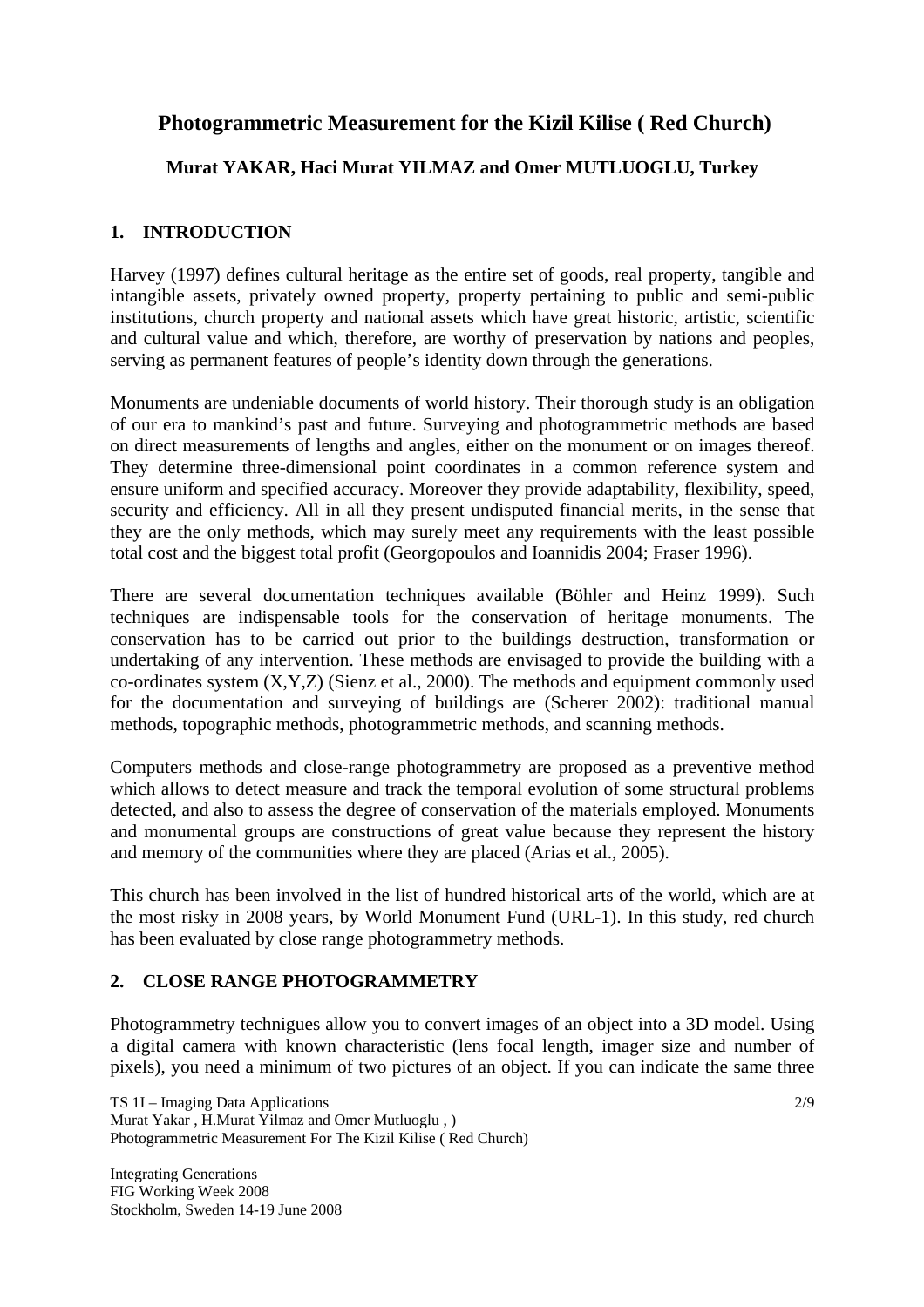# Photogrammetric Measurement for the Kizil Kilise ( Red Church)

**Murat YAKAR, Haci Murat YILMAZ and Omer MUTLUOGLU, Turkey**

## 1. INTRODUCTION

Harvey (1997) defines cultural heritage as the entire set of goods, real property, tangible and intangible assets, privately owned property, property pertaining to public and semi-public institutions, church property and national assets which have great historic, artistic, scientific and cultural value and which, therefore, are worthy of preservation by nations and peoples, serving as permanent features of people's identity down through the generations.

Monuments are undeniable documents of world history. Their thorough study is an obligation of our era to mankind's past and future. Surveying and photogrammetric methods are based on direct measurements of lengths and angles, either on the monument or on images thereof. They determine three-dimensional point coordinates in a common reference system and ensure uniform and specified accuracy. Moreover they provide adaptability, flexibility, speed, security and efficiency. All in all they present undisputed financial merits, in the sense that they are the only methods, which may surely meet any requirements with the least possible total cost and the biggest total profit (Georgopoulos and Ioannidis 2004; Fraser 1996).

There are several documentation techniques available (Böhler and Heinz 1999). Such techniques are indispensable tools for the conservation of heritage monuments. The conservation has to be carried out prior to the buildings destruction, transformation or undertaking of any intervention. These methods are envisaged to provide the building with a co-ordinates system (X,Y,Z) (Sienz et al., 2000). The methods and equipment commonly used for the documentation and surveying of buildings are (Scherer 2002): traditional manual methods, topographic methods, photogrammetric methods, and scanning methods.

Computers methods and close-range photogrammetry are proposed as a preventive method which allows to detect measure and track the temporal evolution of some structural problems detected, and also to assess the degree of conservation of the materials employed. Monuments and monumental groups are constructions of great value because they represent the history and memory of the communities where they are placed (Arias et al., 2005).

This church has been involved in the list of hundred historical arts of the world, which are at the most risky in 2008 years, by World Monument Fund (URL-1). In this study, red church has been evaluated by close range photogrammetry methods.

## 2. CLOSE RANGE PHOTOGRAMMETRY

Photogrammetry techinques allow you to convert images of an object into a 3D model. Using a digital camera with known characteristic (lens focal length, imager size and number of pixels), you need a minimum of two pictures of an object. If you can indicate the same three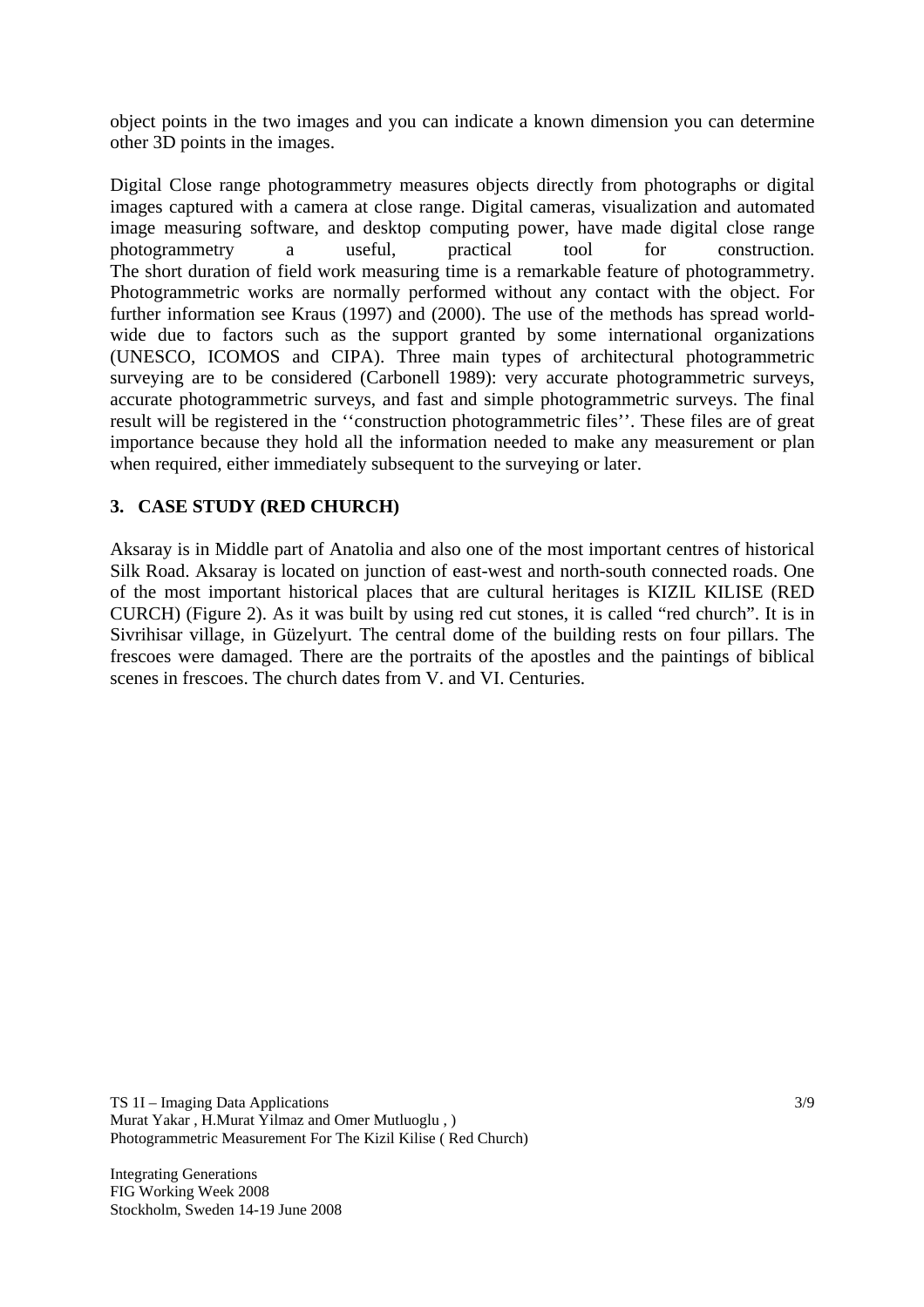object points in the two images and you can indicate a known dimension you can determine other 3D points in the images.

Digital Close range photogrammetry measures objects directly from photographs or digital images captured with a camera at close range. Digital cameras, visualization and automated image measuring software, and desktop computing power, have made digital close range photogrammetry a useful, practical tool for construction.
The short duration of field work measuring time is a remarkable feature of photogrammetry. Photogrammetric works are normally performed without any contact with the object. For further information see Kraus (1997) and (2000). The use of the methods has spread world-wide due to factors such as the support granted by some international organizations (UNESCO, ICOMOS and CIPA). Three main types of architectural photogrammetric surveying are to be considered (Carbonell 1989): very accurate photogrammetric surveys, accurate photogrammetric surveys, and fast and simple photogrammetric surveys. The final result will be registered in the ''construction photogrammetric files''. These files are of great importance because they hold all the information needed to make any measurement or plan when required, either immediately subsequent to the surveying or later.

## 3. CASE STUDY (RED CHURCH)

Aksaray is in Middle part of Anatolia and also one of the most important centres of historical Silk Road. Aksaray is located on junction of east-west and north-south connected roads. One of the most important historical places that are cultural heritages is KIZIL KILISE (RED CURCH) (Figure 2). As it was built by using red cut stones, it is called "red church". It is in Sivrihisar village, in Güzelyurt. The central dome of the building rests on four pillars. The frescoes were damaged. There are the portraits of the apostles and the paintings of biblical scenes in frescoes. The church dates from V. and VI. Centuries.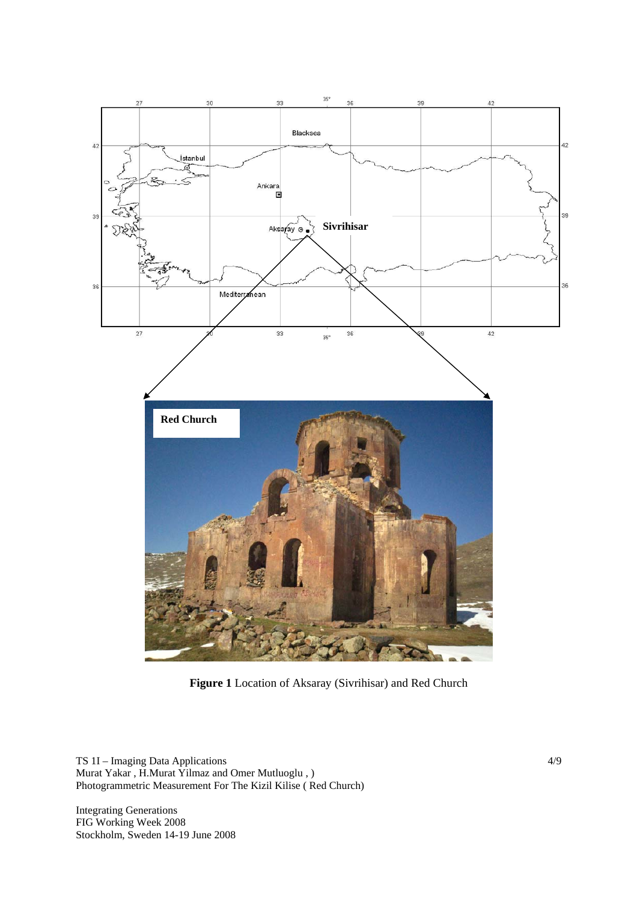**Figure 1** Location of Aksaray (Sivrihisar) and Red Church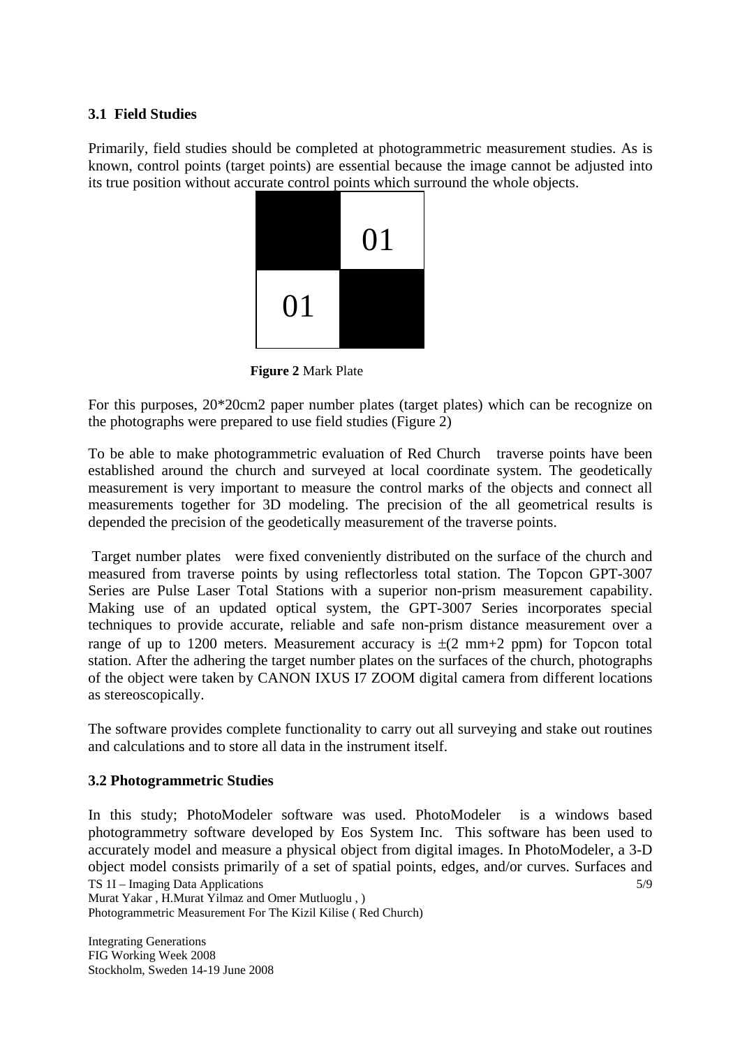### 3.1 Field Studies

Primarily, field studies should be completed at photogrammetric measurement studies. As is known, control points (target points) are essential because the image cannot be adjusted into its true position without accurate control points which surround the whole objects.

**Figure 2** Mark Plate

For this purposes, 20*20cm2 paper number plates (target plates) which can be recognize on the photographs were prepared to use field studies (Figure 2)

To be able to make photogrammetric evaluation of Red Church traverse points have been established around the church and surveyed at local coordinate system. The geodetically measurement is very important to measure the control marks of the objects and connect all measurements together for 3D modeling. The precision of the all geometrical results is depended the precision of the geodetically measurement of the traverse points.

Target number plates were fixed conveniently distributed on the surface of the church and measured from traverse points by using reflectorless total station. The Topcon GPT-3007 Series are Pulse Laser Total Stations with a superior non-prism measurement capability. Making use of an updated optical system, the GPT-3007 Series incorporates special techniques to provide accurate, reliable and safe non-prism distance measurement over a range of up to 1200 meters. Measurement accuracy is $\pm$(2 mm+2 ppm) for Topcon total station. After the adhering the target number plates on the surfaces of the church, photographs of the object were taken by CANON IXUS I7 ZOOM digital camera from different locations as stereoscopically.

The software provides complete functionality to carry out all surveying and stake out routines and calculations and to store all data in the instrument itself.

### 3.2 Photogrammetric Studies

In this study; PhotoModeler software was used. PhotoModeler is a windows based photogrammetry software developed by Eos System Inc. This software has been used to accurately model and measure a physical object from digital images. In PhotoModeler, a 3-D object model consists primarily of a set of spatial points, edges, and/or curves. Surfaces and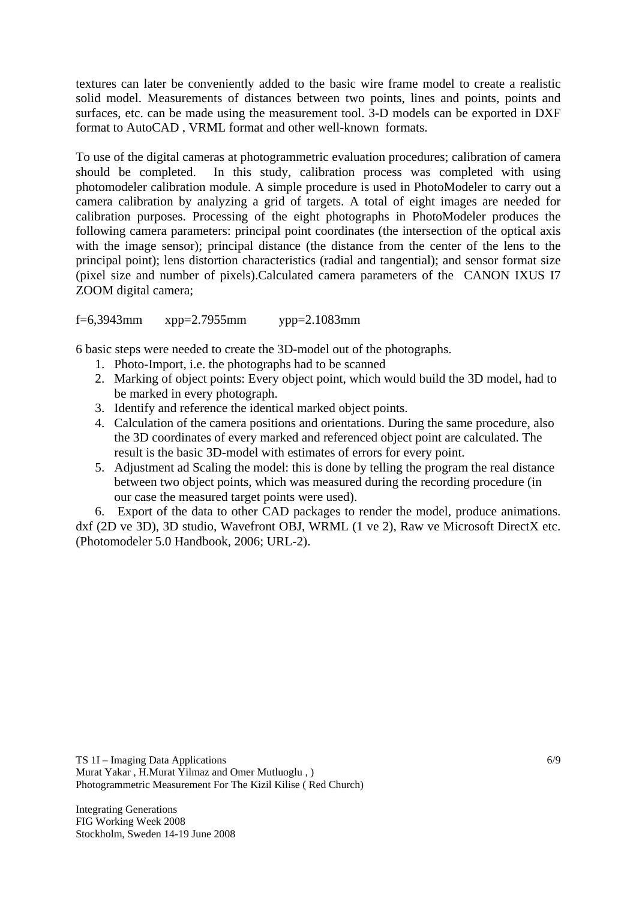textures can later be conveniently added to the basic wire frame model to create a realistic solid model. Measurements of distances between two points, lines and points, points and surfaces, etc. can be made using the measurement tool. 3-D models can be exported in DXF format to AutoCAD , VRML format and other well-known formats.

To use of the digital cameras at photogrammetric evaluation procedures; calibration of camera should be completed. In this study, calibration process was completed with using photomodeler calibration module. A simple procedure is used in PhotoModeler to carry out a camera calibration by analyzing a grid of targets. A total of eight images are needed for calibration purposes. Processing of the eight photographs in PhotoModeler produces the following camera parameters: principal point coordinates (the intersection of the optical axis with the image sensor); principal distance (the distance from the center of the lens to the principal point); lens distortion characteristics (radial and tangential); and sensor format size (pixel size and number of pixels).Calculated camera parameters of the CANON IXUS I7 ZOOM digital camera;

f=6,3943mm xpp=2.7955mm ypp=2.1083mm

6 basic steps were needed to create the 3D-model out of the photographs.

1. Photo-Import, i.e. the photographs had to be scanned
2. Marking of object points: Every object point, which would build the 3D model, had to be marked in every photograph.
3. Identify and reference the identical marked object points.
4. Calculation of the camera positions and orientations. During the same procedure, also the 3D coordinates of every marked and referenced object point are calculated. The result is the basic 3D-model with estimates of errors for every point.
5. Adjustment ad Scaling the model: this is done by telling the program the real distance between two object points, which was measured during the recording procedure (in our case the measured target points were used).
6. Export of the data to other CAD packages to render the model, produce animations. dxf (2D ve 3D), 3D studio, Wavefront OBJ, WRML (1 ve 2), Raw ve Microsoft DirectX etc. (Photomodeler 5.0 Handbook, 2006; URL-2).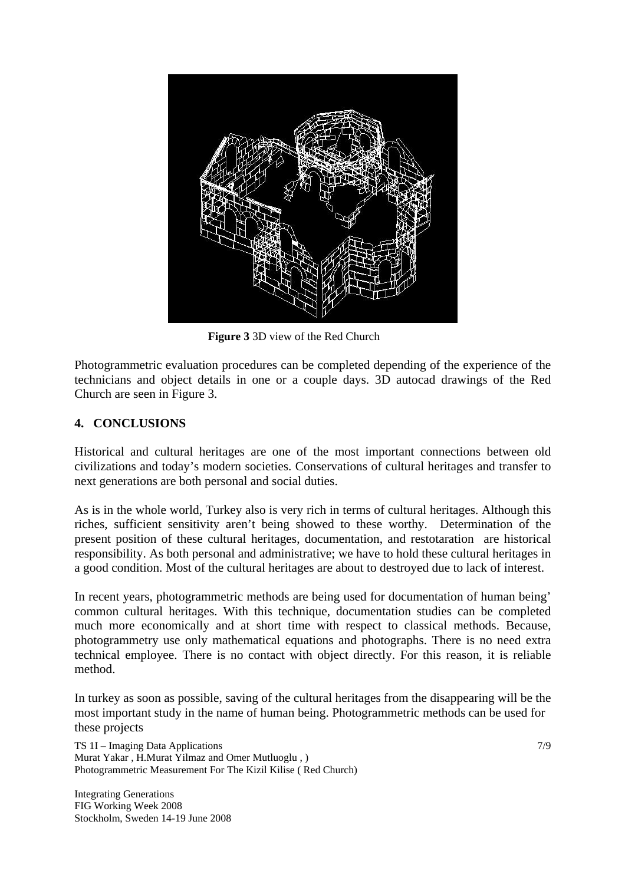**Figure 3** 3D view of the Red Church

Photogrammetric evaluation procedures can be completed depending of the experience of the technicians and object details in one or a couple days. 3D autocad drawings of the Red Church are seen in Figure 3.

## 4. CONCLUSIONS

Historical and cultural heritages are one of the most important connections between old civilizations and today's modern societies. Conservations of cultural heritages and transfer to next generations are both personal and social duties.

As is in the whole world, Turkey also is very rich in terms of cultural heritages. Although this riches, sufficient sensitivity aren't being showed to these worthy. Determination of the present position of these cultural heritages, documentation, and restotaration are historical responsibility. As both personal and administrative; we have to hold these cultural heritages in a good condition. Most of the cultural heritages are about to destroyed due to lack of interest.

In recent years, photogrammetric methods are being used for documentation of human being' common cultural heritages. With this technique, documentation studies can be completed much more economically and at short time with respect to classical methods. Because, photogrammetry use only mathematical equations and photographs. There is no need extra technical employee. There is no contact with object directly. For this reason, it is reliable method.

In turkey as soon as possible, saving of the cultural heritages from the disappearing will be the most important study in the name of human being. Photogrammetric methods can be used for these projects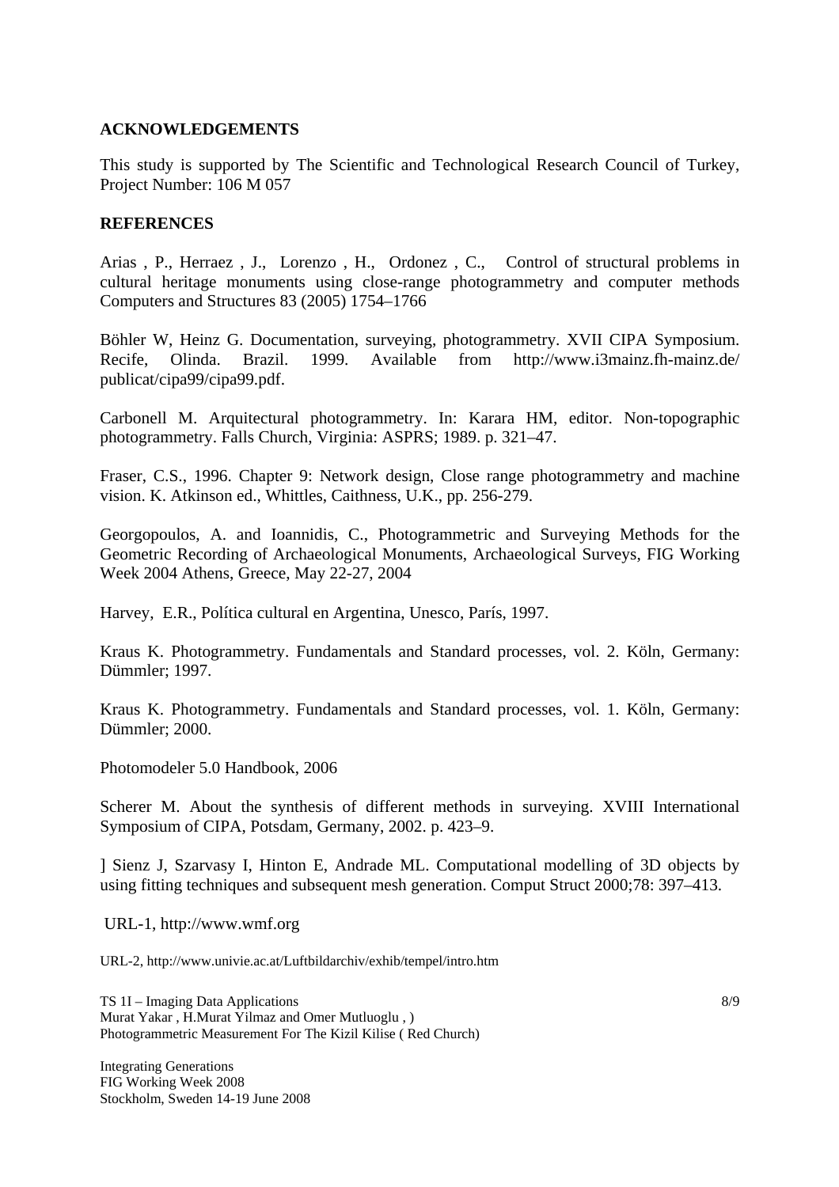## ACKNOWLEDGEMENTS

This study is supported by The Scientific and Technological Research Council of Turkey, Project Number: 106 M 057

## REFERENCES

Arias , P., Herraez , J., Lorenzo , H., Ordonez , C., Control of structural problems in cultural heritage monuments using close-range photogrammetry and computer methods Computers and Structures 83 (2005) 1754–1766

Böhler W, Heinz G. Documentation, surveying, photogrammetry. XVII CIPA Symposium. Recife, Olinda. Brazil. 1999. Available from http://www.i3mainz.fh-mainz.de/ publicat/cipa99/cipa99.pdf.

Carbonell M. Arquitectural photogrammetry. In: Karara HM, editor. Non-topographic photogrammetry. Falls Church, Virginia: ASPRS; 1989. p. 321–47.

Fraser, C.S., 1996. Chapter 9: Network design, Close range photogrammetry and machine vision. K. Atkinson ed., Whittles, Caithness, U.K., pp. 256-279.

Georgopoulos, A. and Ioannidis, C., Photogrammetric and Surveying Methods for the Geometric Recording of Archaeological Monuments, Archaeological Surveys, FIG Working Week 2004 Athens, Greece, May 22-27, 2004

Harvey, E.R., Política cultural en Argentina, Unesco, París, 1997.

Kraus K. Photogrammetry. Fundamentals and Standard processes, vol. 2. Köln, Germany: Dümmler; 1997.

Kraus K. Photogrammetry. Fundamentals and Standard processes, vol. 1. Köln, Germany: Dümmler; 2000.

Photomodeler 5.0 Handbook, 2006

Scherer M. About the synthesis of different methods in surveying. XVIII International Symposium of CIPA, Potsdam, Germany, 2002. p. 423–9.

] Sienz J, Szarvasy I, Hinton E, Andrade ML. Computational modelling of 3D objects by using fitting techniques and subsequent mesh generation. Comput Struct 2000;78: 397–413.

URL-1, http://www.wmf.org

URL-2, http://www.univie.ac.at/Luftbildarchiv/exhib/tempel/intro.htm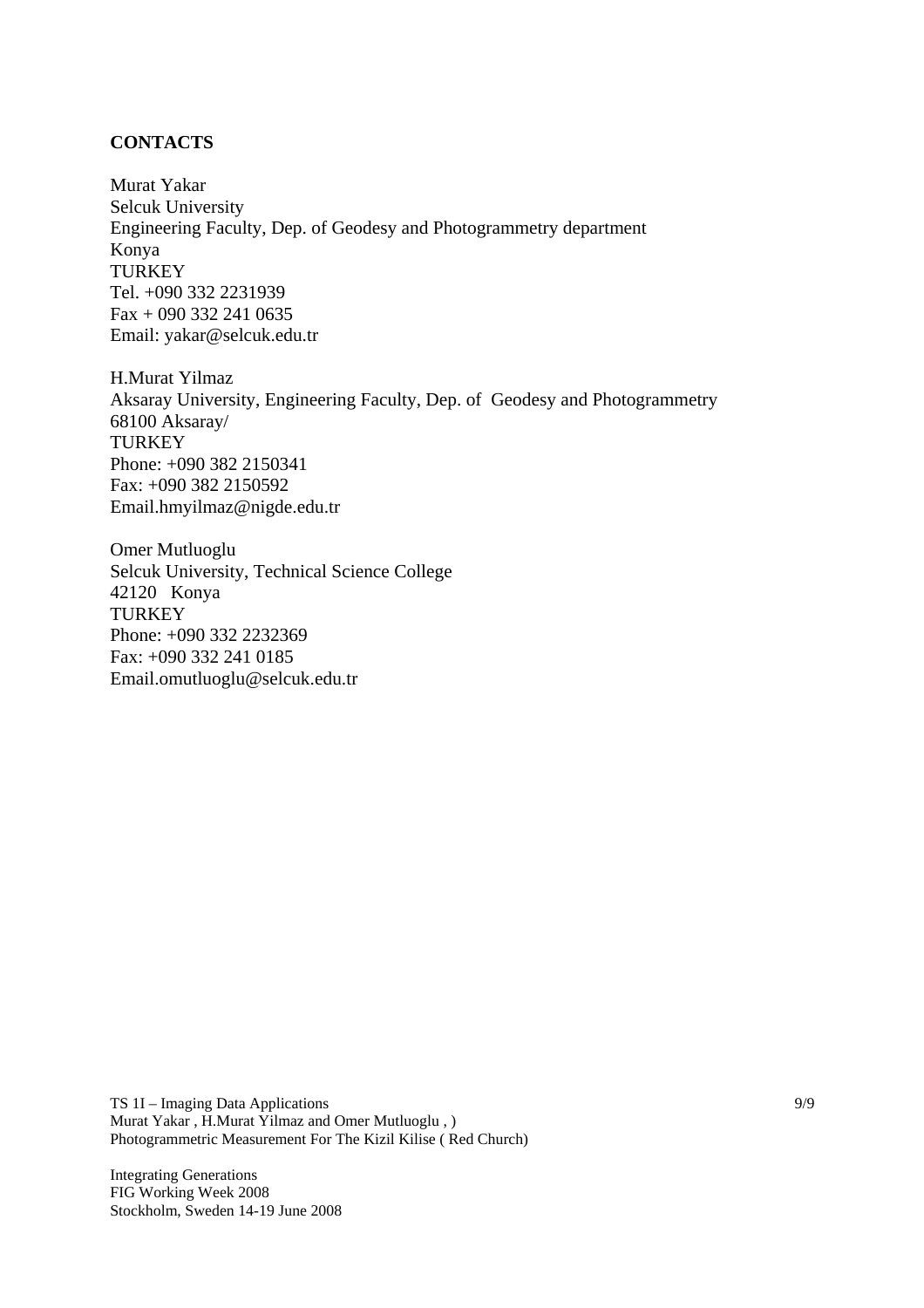## CONTACTS

Murat Yakar  
Selcuk University  
Engineering Faculty, Dep. of Geodesy and Photogrammetry department  
Konya  
TURKEY  
Tel. +090 332 2231939  
Fax + 090 332 241 0635  
Email: yakar@selcuk.edu.tr

H.Murat Yilmaz  
Aksaray University, Engineering Faculty, Dep. of Geodesy and Photogrammetry  
68100 Aksaray/  
TURKEY  
Phone: +090 382 2150341  
Fax: +090 382 2150592  
Email.hmyilmaz@nigde.edu.tr

Omer Mutluoglu  
Selcuk University, Technical Science College  
42120 Konya  
TURKEY  
Phone: +090 332 2232369  
Fax: +090 332 241 0185  
Email.omutluoglu@selcuk.edu.tr